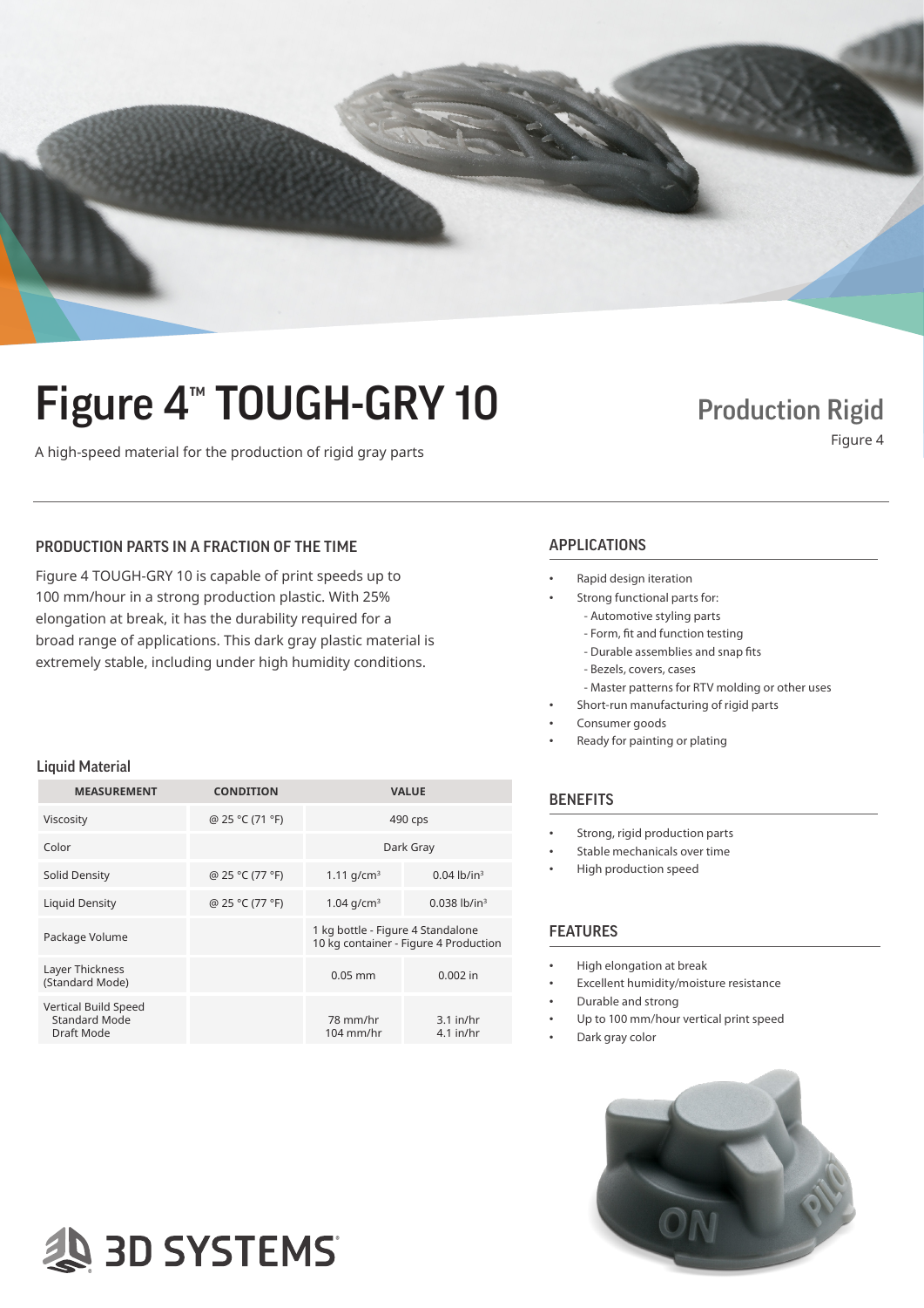# Figure 4™ TOUGH-GRY 10

A high-speed material for the production of rigid gray parts

**Production Rigid**

Figure 4

## PRODUCTION PARTS IN A FRACTION OF THE TIME

Figure 4 TOUGH-GRY 10 is capable of print speeds up to 100 mm/hour in a strong production plastic. With 25% elongation at break, it has the durability required for a broad range of applications. This dark gray plastic material is extremely stable, including under high humidity conditions.

### Liquid Material

| MEASUREMENT | CONDITION | VALUE | |
|---|---|---|---|
| Viscosity | @ 25 °C (71 °F) | 490 cps | |
| Color | | Dark Gray | |
| Solid Density | @ 25 °C (77 °F) | 1.11 g/cm³ | 0.04 lb/in³ |
| Liquid Density | @ 25 °C (77 °F) | 1.04 g/cm³ | 0.038 lb/in³ |
| Package Volume | | 1 kg bottle - Figure 4 Standalone<br>10 kg container - Figure 4 Production | |
| Layer Thickness (Standard Mode) | | 0.05 mm | 0.002 in |
| Vertical Build Speed<br>Standard Mode<br>Draft Mode | | 78 mm/hr<br>104 mm/hr | 3.1 in/hr<br>4.1 in/hr |

## APPLICATIONS

- Rapid design iteration
- Strong functional parts for:
  - Automotive styling parts
  - Form, fit and function testing
  - Durable assemblies and snap fits
  - Bezels, covers, cases
  - Master patterns for RTV molding or other uses
- Short-run manufacturing of rigid parts
- Consumer goods
- Ready for painting or plating

## BENEFITS

- Strong, rigid production parts
- Stable mechanicals over time
- High production speed

## FEATURES

- High elongation at break
- Excellent humidity/moisture resistance
- Durable and strong
- Up to 100 mm/hour vertical print speed
- Dark gray color

3D SYSTEMS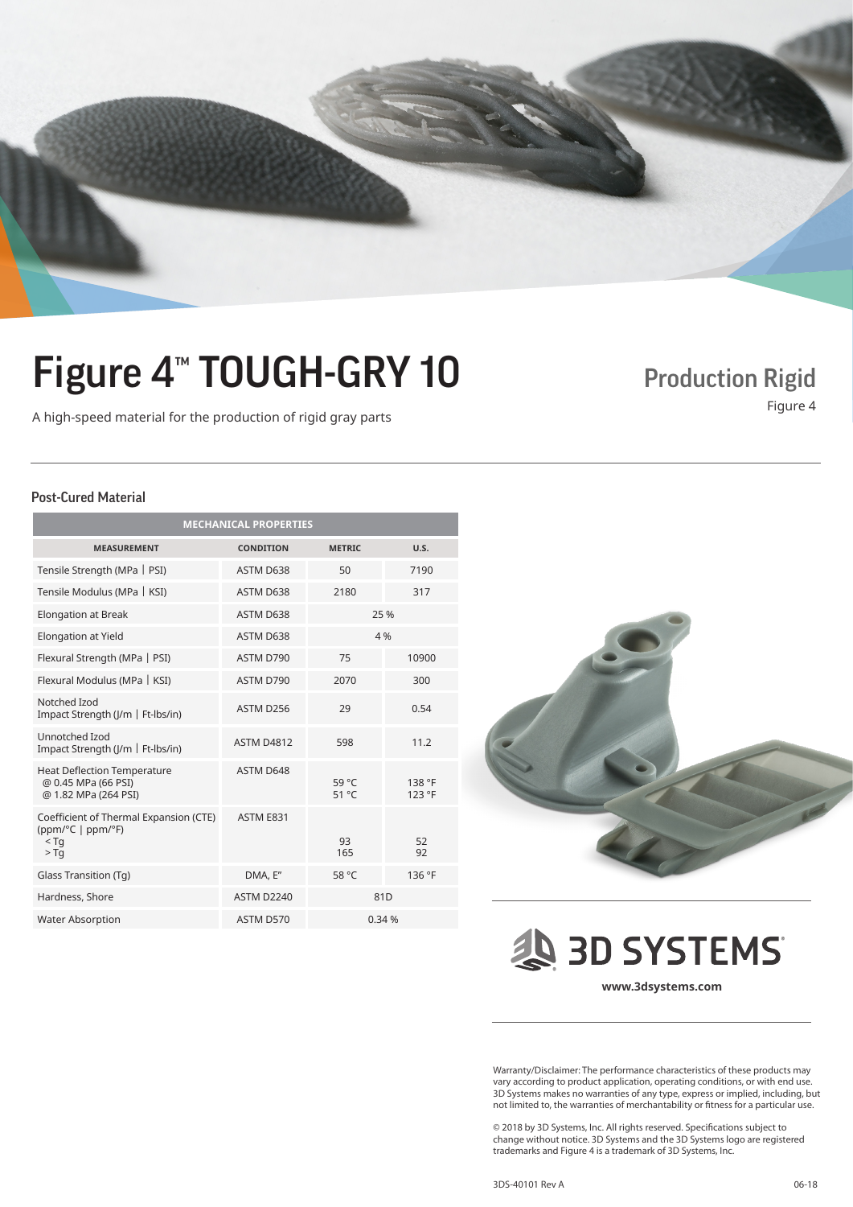# Figure 4™ TOUGH-GRY 10

A high-speed material for the production of rigid gray parts

## Production Rigid

Figure 4

### Post-Cured Material

| MECHANICAL PROPERTIES | | | |
|---|---|---|---|
| **MEASUREMENT** | **CONDITION** | **METRIC** | **U.S.** |
| Tensile Strength (MPa \| PSI) | ASTM D638 | 50 | 7190 |
| Tensile Modulus (MPa \| KSI) | ASTM D638 | 2180 | 317 |
| Elongation at Break | ASTM D638 | 25 % | |
| Elongation at Yield | ASTM D638 | 4 % | |
| Flexural Strength (MPa \| PSI) | ASTM D790 | 75 | 10900 |
| Flexural Modulus (MPa \| KSI) | ASTM D790 | 2070 | 300 |
| Notched Izod Impact Strength (J/m \| Ft-lbs/in) | ASTM D256 | 29 | 0.54 |
| Unnotched Izod Impact Strength (J/m \| Ft-lbs/in) | ASTM D4812 | 598 | 11.2 |
| Heat Deflection Temperature @ 0.45 MPa (66 PSI) @ 1.82 MPa (264 PSI) | ASTM D648 | 59 °C 51 °C | 138 °F 123 °F |
| Coefficient of Thermal Expansion (CTE) (ppm/°C \| ppm/°F) < Tg > Tg | ASTM E831 | 93 165 | 52 92 |
| Glass Transition (Tg) | DMA, E” | 58 °C | 136 °F |
| Hardness, Shore | ASTM D2240 | 81D | |
| Water Absorption | ASTM D570 | 0.34 % | |

3D SYSTEMS

**www.3dsystems.com**

Warranty/Disclaimer: The performance characteristics of these products may vary according to product application, operating conditions, or with end use. 3D Systems makes no warranties of any type, express or implied, including, but not limited to, the warranties of merchantability or fitness for a particular use.

© 2018 by 3D Systems, Inc. All rights reserved. Specifications subject to change without notice. 3D Systems and the 3D Systems logo are registered trademarks and Figure 4 is a trademark of 3D Systems, Inc.

3DS-40101 Rev A 06-18